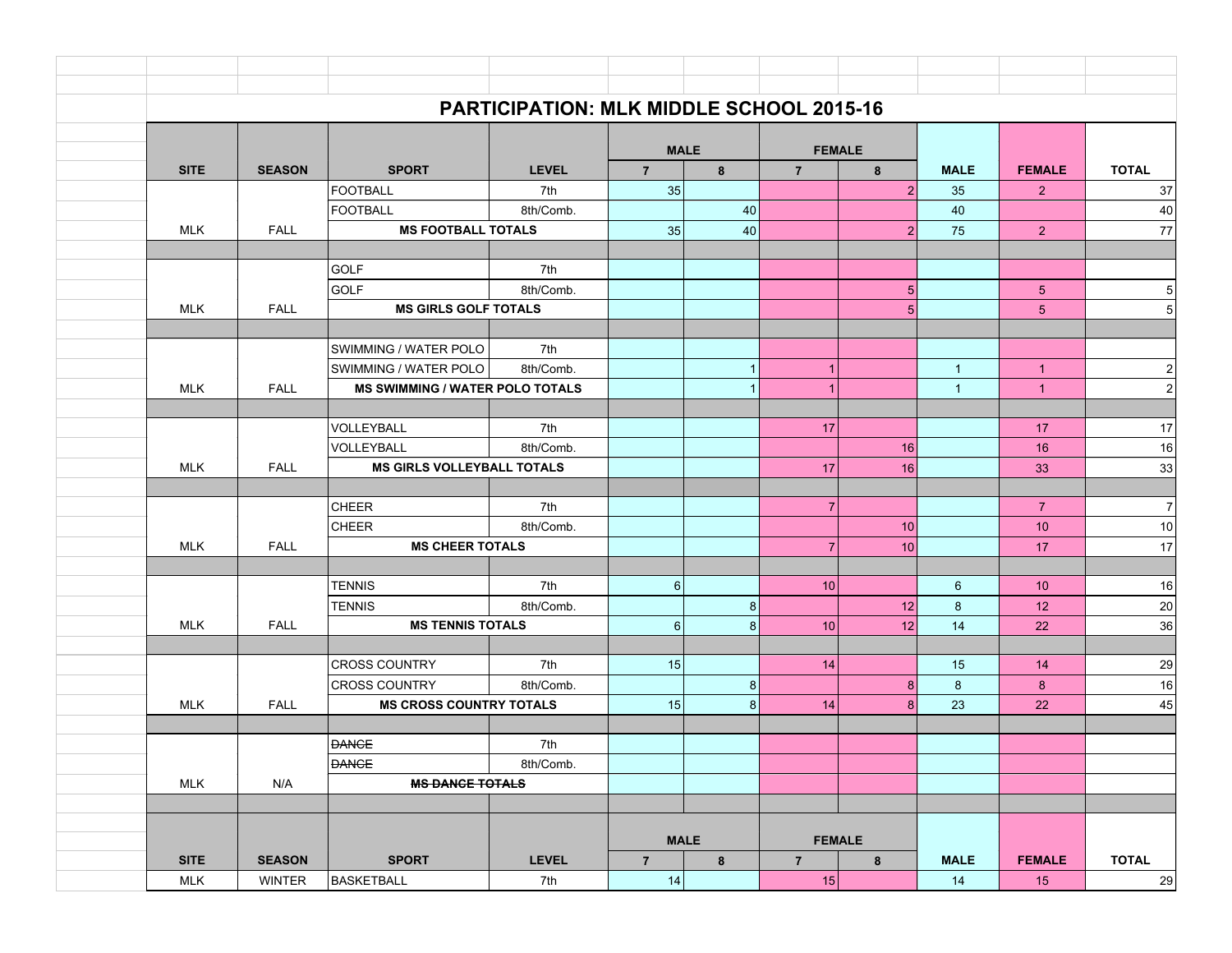# PARTICIPATION: MLK MIDDLE SCHOOL 2015-16

| SITE | SEASON | SPORT | LEVEL | MALE 7 | MALE 8 | FEMALE 7 | FEMALE 8 | MALE | FEMALE | TOTAL |
|---|---|---|---|---|---|---|---|---|---|---|
| | | FOOTBALL | 7th | 35 | | | 2 | 35 | 2 | 37 |
| | | FOOTBALL | 8th/Comb. | | 40 | | | 40 | | 40 |
| MLK | FALL | **MS FOOTBALL TOTALS** | | 35 | 40 | | 2 | 75 | 2 | 77 |
| | | | | | | | | | | |
| | | GOLF | 7th | | | | | | | |
| | | GOLF | 8th/Comb. | | | | 5 | | 5 | 5 |
| MLK | FALL | **MS GIRLS GOLF TOTALS** | | | | | 5 | | 5 | 5 |
| | | | | | | | | | | |
| | | SWIMMING / WATER POLO | 7th | | | | | | | |
| | | SWIMMING / WATER POLO | 8th/Comb. | | 1 | 1 | | 1 | 1 | 2 |
| MLK | FALL | **MS SWIMMING / WATER POLO TOTALS** | | | 1 | 1 | | 1 | 1 | 2 |
| | | | | | | | | | | |
| | | VOLLEYBALL | 7th | | | 17 | | | 17 | 17 |
| | | VOLLEYBALL | 8th/Comb. | | | | 16 | | 16 | 16 |
| MLK | FALL | **MS GIRLS VOLLEYBALL TOTALS** | | | | 17 | 16 | | 33 | 33 |
| | | | | | | | | | | |
| | | CHEER | 7th | | | 7 | | | 7 | 7 |
| | | CHEER | 8th/Comb. | | | | 10 | | 10 | 10 |
| MLK | FALL | **MS CHEER TOTALS** | | | | 7 | 10 | | 17 | 17 |
| | | | | | | | | | | |
| | | TENNIS | 7th | 6 | | 10 | | 6 | 10 | 16 |
| | | TENNIS | 8th/Comb. | | 8 | | 12 | 8 | 12 | 20 |
| MLK | FALL | **MS TENNIS TOTALS** | | 6 | 8 | 10 | 12 | 14 | 22 | 36 |
| | | | | | | | | | | |
| | | CROSS COUNTRY | 7th | 15 | | 14 | | 15 | 14 | 29 |
| | | CROSS COUNTRY | 8th/Comb. | | 8 | | 8 | 8 | 8 | 16 |
| MLK | FALL | **MS CROSS COUNTRY TOTALS** | | 15 | 8 | 14 | 8 | 23 | 22 | 45 |
| | | | | | | | | | | |
| | | ~~DANCE~~ | 7th | | | | | | | |
| | | ~~DANCE~~ | 8th/Comb. | | | | | | | |
| MLK | N/A | ~~**MS DANCE TOTALS**~~ | | | | | | | | |

| SITE | SEASON | SPORT | LEVEL | MALE 7 | MALE 8 | FEMALE 7 | FEMALE 8 | MALE | FEMALE | TOTAL |
|---|---|---|---|---|---|---|---|---|---|---|
| MLK | WINTER | BASKETBALL | 7th | 14 | | 15 | | 14 | 15 | 29 |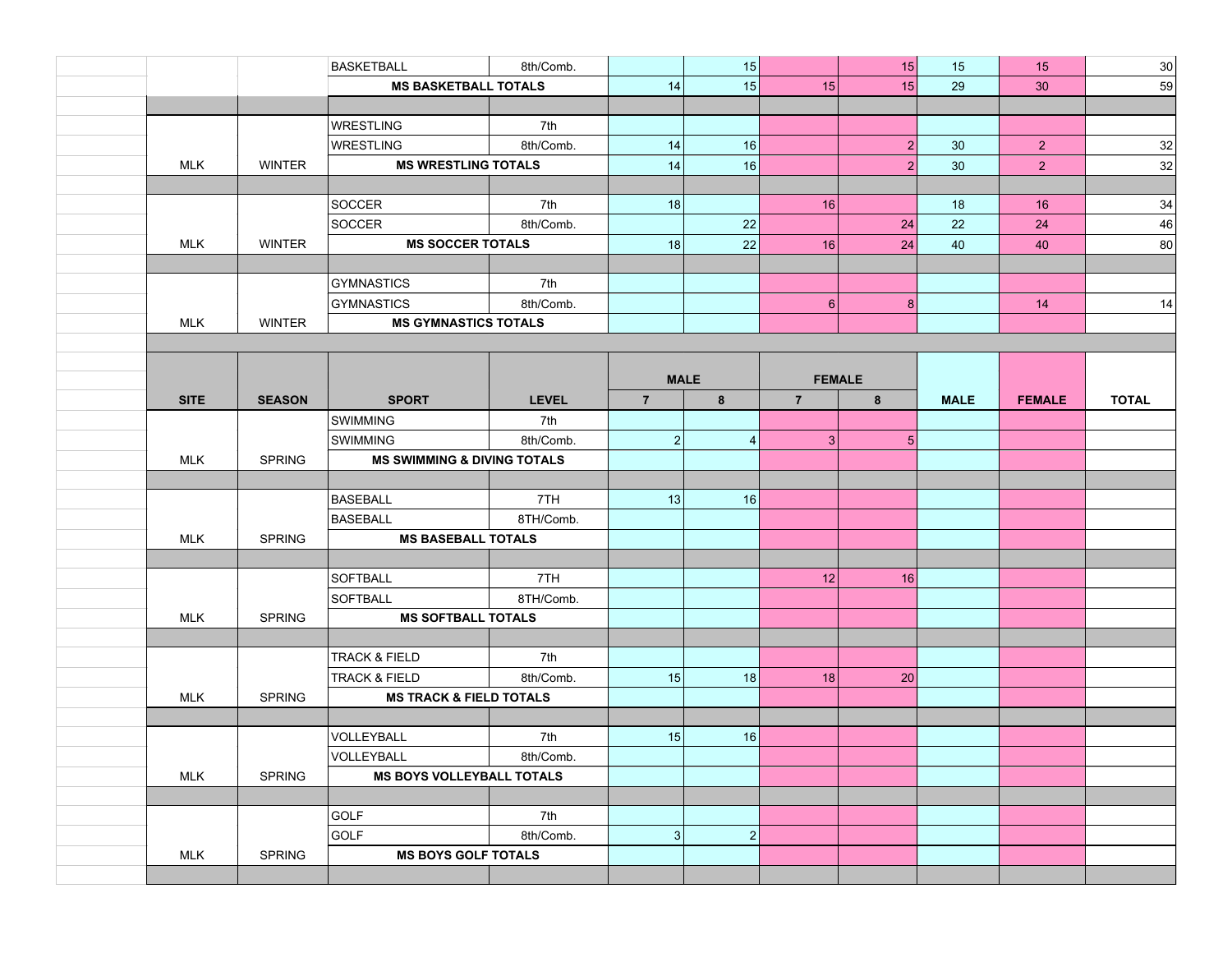| | SITE | SEASON | SPORT | LEVEL | MALE 7 | MALE 8 | FEMALE 7 | FEMALE 8 | MALE | FEMALE | TOTAL |
|---|---|---|---|---|---|---|---|---|---|---|---|
| | | | BASKETBALL | 8th/Comb. | | 15 | | 15 | 15 | 15 | 30 |
| | | | MS BASKETBALL TOTALS | | 14 | 15 | 15 | 15 | 29 | 30 | 59 |
| | | | | | | | | | | | |
| | | | WRESTLING | 7th | | | | | | | |
| | | | WRESTLING | 8th/Comb. | 14 | 16 | | 2 | 30 | 2 | 32 |
| | MLK | WINTER | MS WRESTLING TOTALS | | 14 | 16 | | 2 | 30 | 2 | 32 |
| | | | | | | | | | | | |
| | | | SOCCER | 7th | 18 | | 16 | | 18 | 16 | 34 |
| | | | SOCCER | 8th/Comb. | | 22 | | 24 | 22 | 24 | 46 |
| | MLK | WINTER | MS SOCCER TOTALS | | 18 | 22 | 16 | 24 | 40 | 40 | 80 |
| | | | | | | | | | | | |
| | | | GYMNASTICS | 7th | | | | | | | |
| | | | GYMNASTICS | 8th/Comb. | | | 6 | 8 | | 14 | 14 |
| | MLK | WINTER | MS GYMNASTICS TOTALS | | | | | | | | |
| | | | | | | | | | | | |
| | SITE | SEASON | SPORT | LEVEL | MALE 7 | MALE 8 | FEMALE 7 | FEMALE 8 | MALE | FEMALE | TOTAL |
| | | | SWIMMING | 7th | | | | | | | |
| | | | SWIMMING | 8th/Comb. | 2 | 4 | 3 | 5 | | | |
| | MLK | SPRING | MS SWIMMING & DIVING TOTALS | | | | | | | | |
| | | | | | | | | | | | |
| | | | BASEBALL | 7TH | 13 | 16 | | | | | |
| | | | BASEBALL | 8TH/Comb. | | | | | | | |
| | MLK | SPRING | MS BASEBALL TOTALS | | | | | | | | |
| | | | | | | | | | | | |
| | | | SOFTBALL | 7TH | | | 12 | 16 | | | |
| | | | SOFTBALL | 8TH/Comb. | | | | | | | |
| | MLK | SPRING | MS SOFTBALL TOTALS | | | | | | | | |
| | | | | | | | | | | | |
| | | | TRACK & FIELD | 7th | | | | | | | |
| | | | TRACK & FIELD | 8th/Comb. | 15 | 18 | 18 | 20 | | | |
| | MLK | SPRING | MS TRACK & FIELD TOTALS | | | | | | | | |
| | | | | | | | | | | | |
| | | | VOLLEYBALL | 7th | 15 | 16 | | | | | |
| | | | VOLLEYBALL | 8th/Comb. | | | | | | | |
| | MLK | SPRING | MS BOYS VOLLEYBALL TOTALS | | | | | | | | |
| | | | | | | | | | | | |
| | | | GOLF | 7th | | | | | | | |
| | | | GOLF | 8th/Comb. | 3 | 2 | | | | | |
| | MLK | SPRING | MS BOYS GOLF TOTALS | | | | | | | | |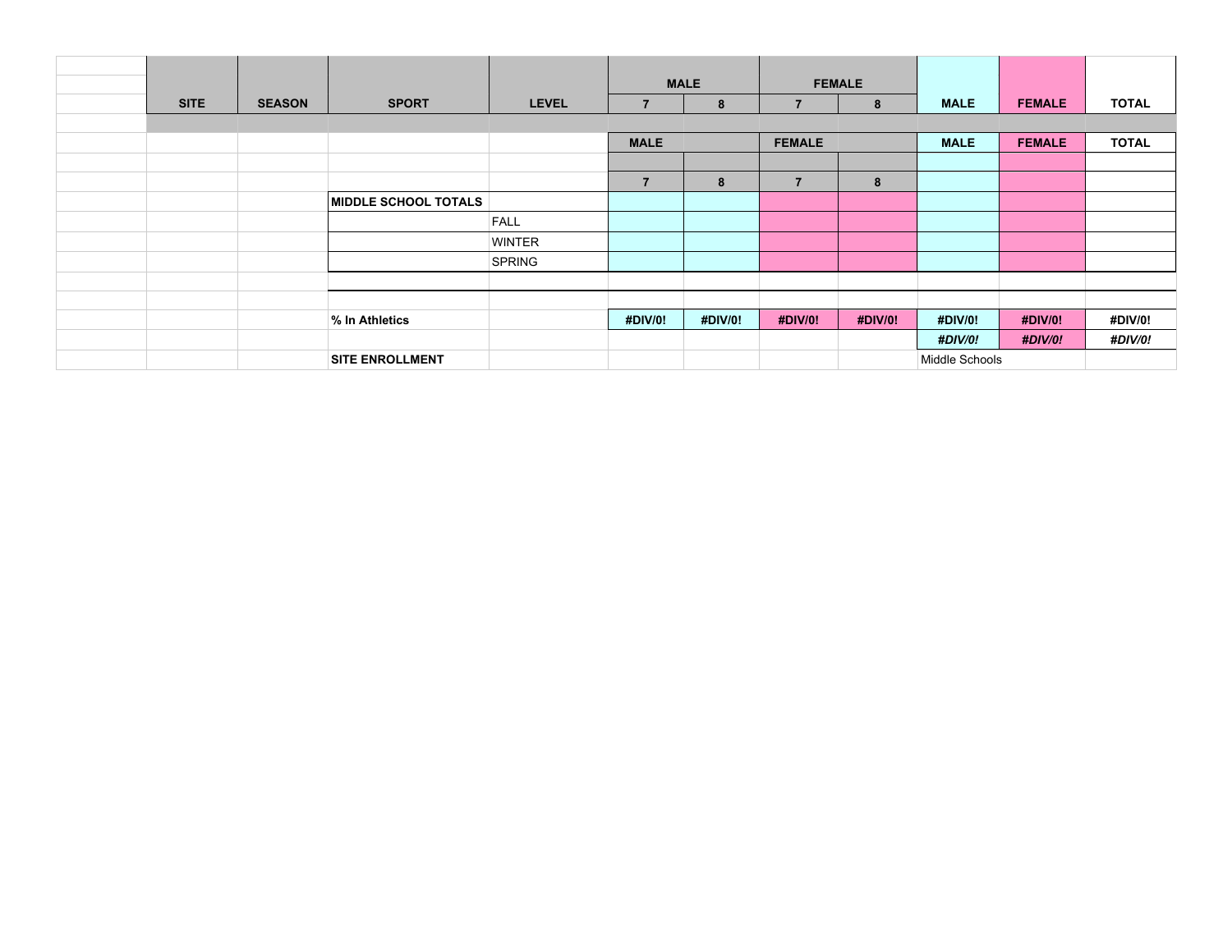| | SITE | SEASON | SPORT | LEVEL | MALE | | FEMALE | | MALE | FEMALE | TOTAL |
|---|---|---|---|---|---|---|---|---|---|---|---|
| | | | | | 7 | 8 | 7 | 8 | | | |
| | | | | | | | | | | | |
| | | | | | MALE | | FEMALE | | MALE | FEMALE | TOTAL |
| | | | | | | | | | | | |
| | | | | | 7 | 8 | 7 | 8 | | | |
| | | | **MIDDLE SCHOOL TOTALS** | | | | | | | | |
| | | | | FALL | | | | | | | |
| | | | | WINTER | | | | | | | |
| | | | | SPRING | | | | | | | |
| | | | | | | | | | | | |
| | | | | | | | | | | | |
| | | | **% In Athletics** | | **#DIV/0!** | **#DIV/0!** | **#DIV/0!** | **#DIV/0!** | **#DIV/0!** | **#DIV/0!** | **#DIV/0!** |
| | | | | | | | | | ***#DIV/0!*** | ***#DIV/0!*** | ***#DIV/0!*** |
| | | | **SITE ENROLLMENT** | | | | | | Middle Schools | | |